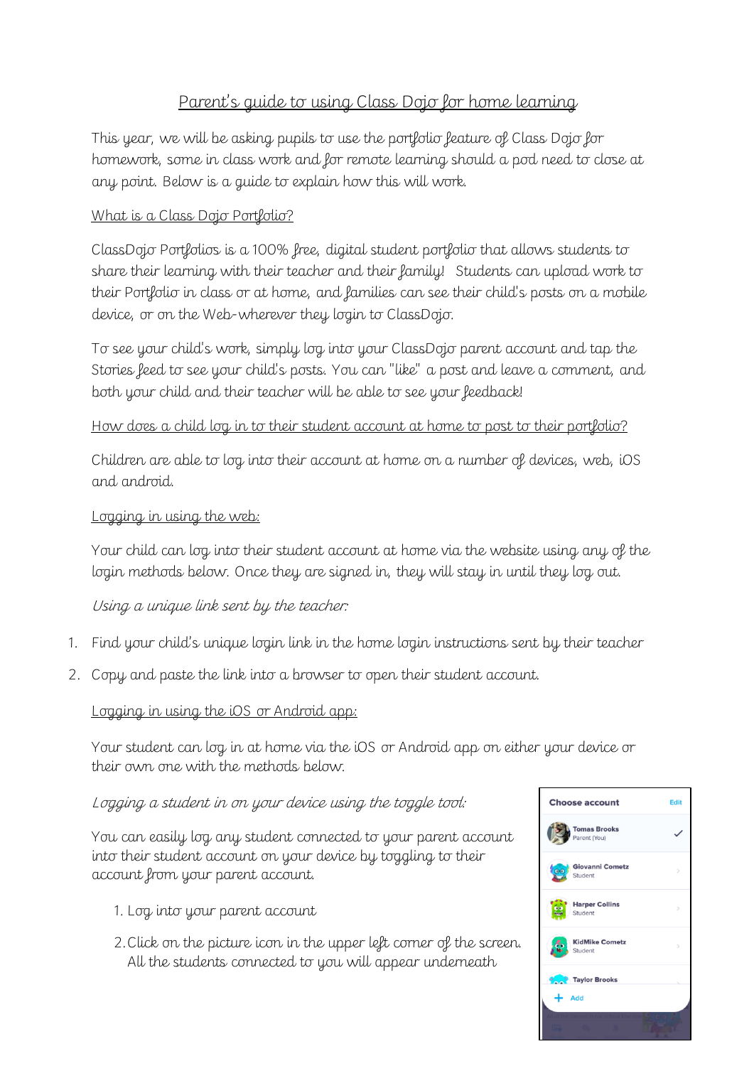# Parent's guide to using Class Dojo for home learning

This year, we will be asking pupils to use the portfolio feature of Class Dojo for homework, some in class work and for remote learning should a pod need to close at any point. Below is a guide to explain how this will work.

## What is a Class Dojo Portfolio?

ClassDojo Portfolios is a 100% free, digital student portfolio that allows students to share their learning with their teacher and their family! Students can upload work to their Portfolio in class or at home, and families can see their child's posts on a mobile device, or on the Web-wherever they login to ClassDojo.

To see your child's work, simply log into your ClassDojo parent account and tap the Stories feed to see your child's posts. You can "like" a post and leave a comment, and both your child and their teacher will be able to see your feedback!

## How does a child log in to their student account at home to post to their portfolio?

Children are able to log into their account at home on a number of devices, web, iOS and android.

### Logging in using the web:

Your child can log into their student account at home via the website using any of the login methods below. Once they are signed in, they will stay in until they log out.

*Using a unique link sent by the teacher:*

1. Find your child's unique login link in the home login instructions sent by their teacher
2. Copy and paste the link into a browser to open their student account.

### Logging in using the iOS or Android app:

Your student can log in at home via the iOS or Android app on either your device or their own one with the methods below.

*Logging a student in on your device using the toggle tool:*

You can easily log any student connected to your parent account into their student account on your device by toggling to their account from your parent account.

1. Log into your parent account
2. Click on the picture icon in the upper left corner of the screen. All the students connected to you will appear underneath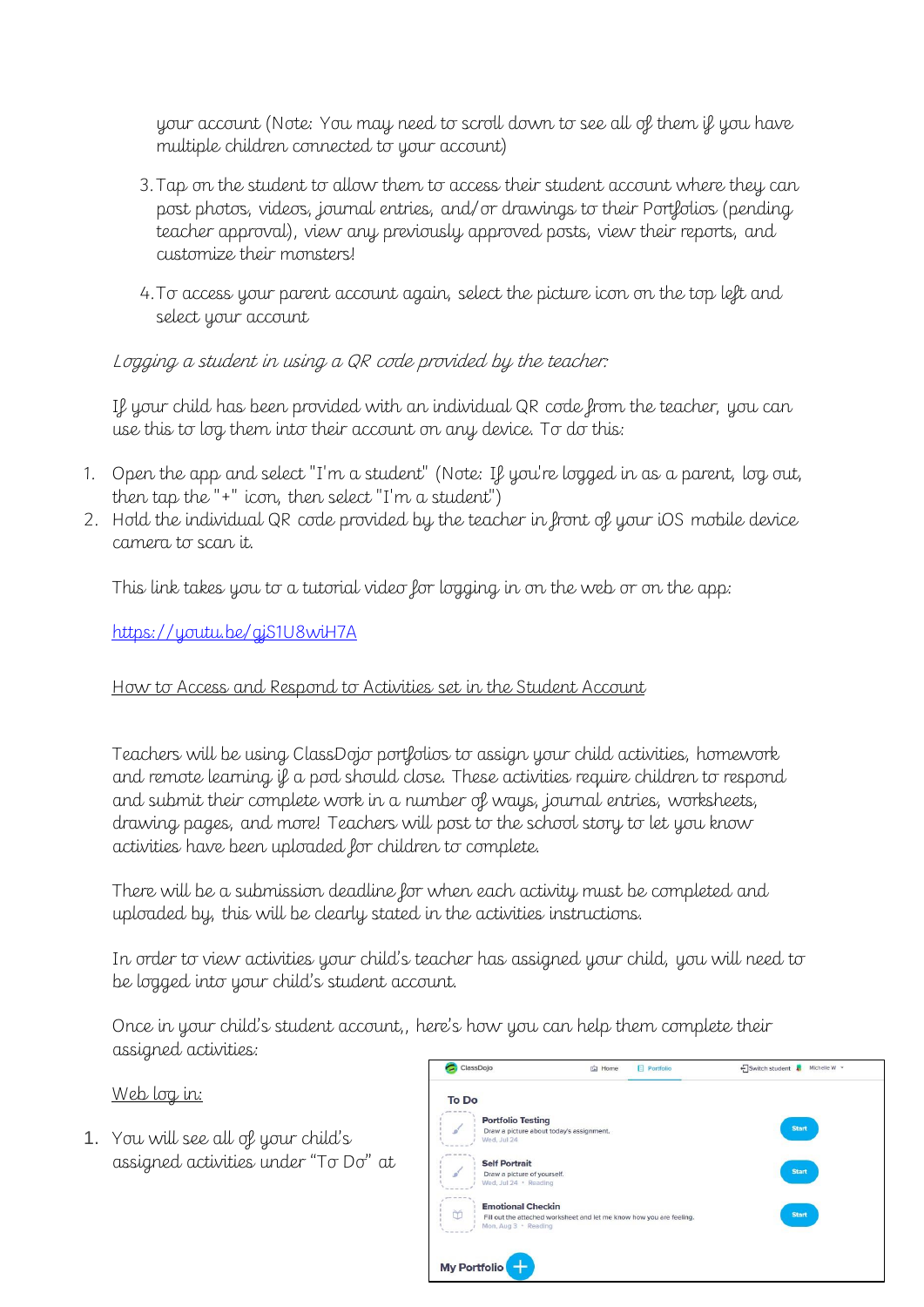your account (Note: You may need to scroll down to see all of them if you have multiple children connected to your account)

3. Tap on the student to allow them to access their student account where they can post photos, videos, journal entries, and/or drawings to their Portfolios (pending teacher approval), view any previously approved posts, view their reports, and customize their monsters!

4. To access your parent account again, select the picture icon on the top left and select your account

*Logging a student in using a QR code provided by the teacher:*

If your child has been provided with an individual QR code from the teacher, you can use this to log them into their account on any device. To do this:

1. Open the app and select "I'm a student" (Note: If you're logged in as a parent, log out, then tap the "+" icon, then select "I'm a student")
2. Hold the individual QR code provided by the teacher in front of your iOS mobile device camera to scan it.

This link takes you to a tutorial video for logging in on the web or on the app:

https://youtu.be/gjS1U8wiH7A

How to Access and Respond to Activities set in the Student Account

Teachers will be using ClassDojo portfolios to assign your child activities, homework and remote learning if a pod should close. These activities require children to respond and submit their complete work in a number of ways, journal entries, worksheets, drawing pages, and more! Teachers will post to the school story to let you know activities have been uploaded for children to complete.

There will be a submission deadline for when each activity must be completed and uploaded by, this will be clearly stated in the activities instructions.

In order to view activities your child's teacher has assigned your child, you will need to be logged into your child's student account.

Once in your child's student account,, here's how you can help them complete their assigned activities:

Web log in:

1. You will see all of your child's assigned activities under "To Do" at

ClassDojo Home Portfolio Switch student Michelle W

To Do

Portfolio Testing
Draw a picture about today's assignment.
Wed, Jul 24
Start

Self Portrait
Draw a picture of yourself.
Wed, Jul 24 · Reading
Start

Emotional Checkin
Fill out the attached worksheet and let me know how you are feeling.
Mon, Aug 3 · Reading
Start

My Portfolio +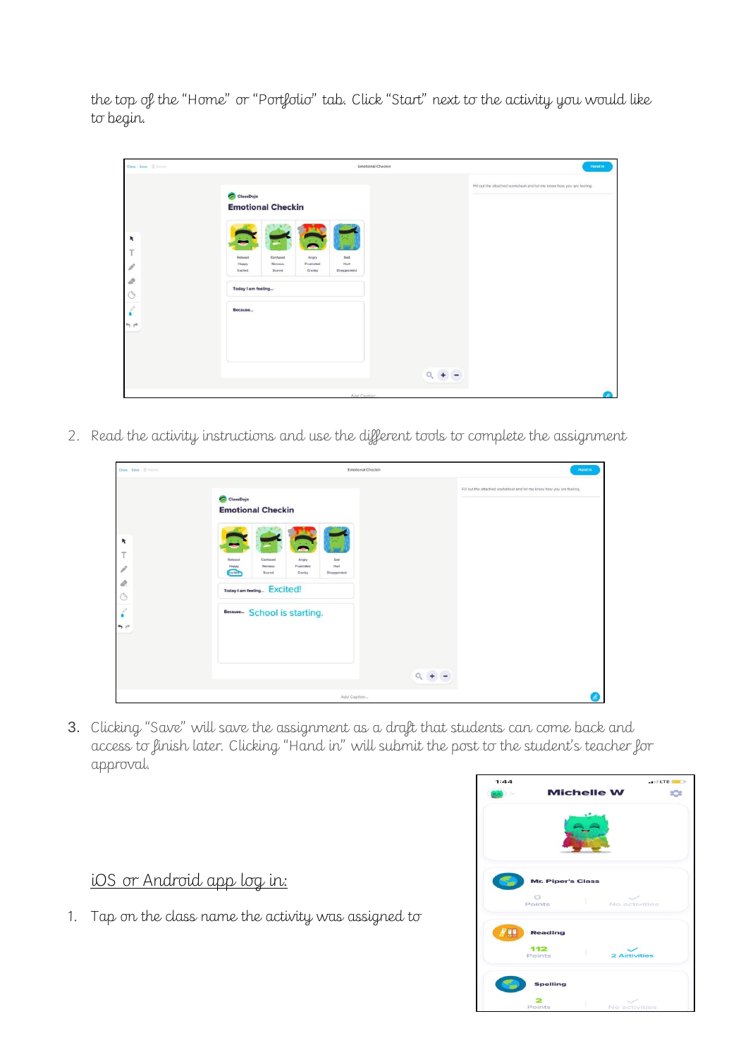the top of the "Home" or "Portfolio" tab. Click "Start" next to the activity you would like to begin.

2. Read the activity instructions and use the different tools to complete the assignment

3. Clicking "Save" will save the assignment as a draft that students can come back and access to finish later. Clicking "Hand in" will submit the post to the student's teacher for approval.

## iOS or Android app log in:

1. Tap on the class name the activity was assigned to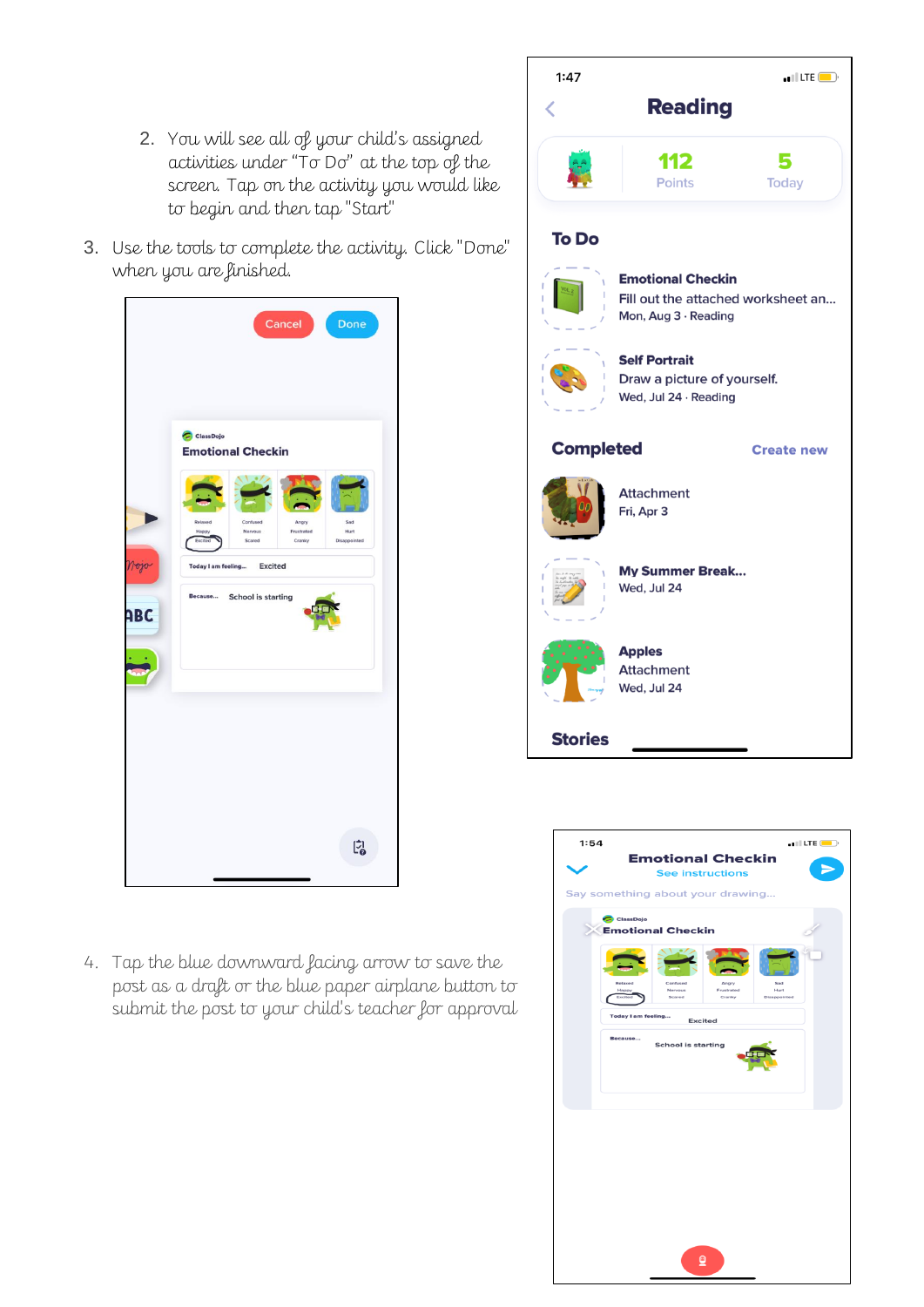2. You will see all of your child's assigned activities under "To Do" at the top of the screen. Tap on the activity you would like to begin and then tap "Start"

3. Use the tools to complete the activity. Click "Done" when you are finished.

4. Tap the blue downward facing arrow to save the post as a draft or the blue paper airplane button to submit the post to your child's teacher for approval